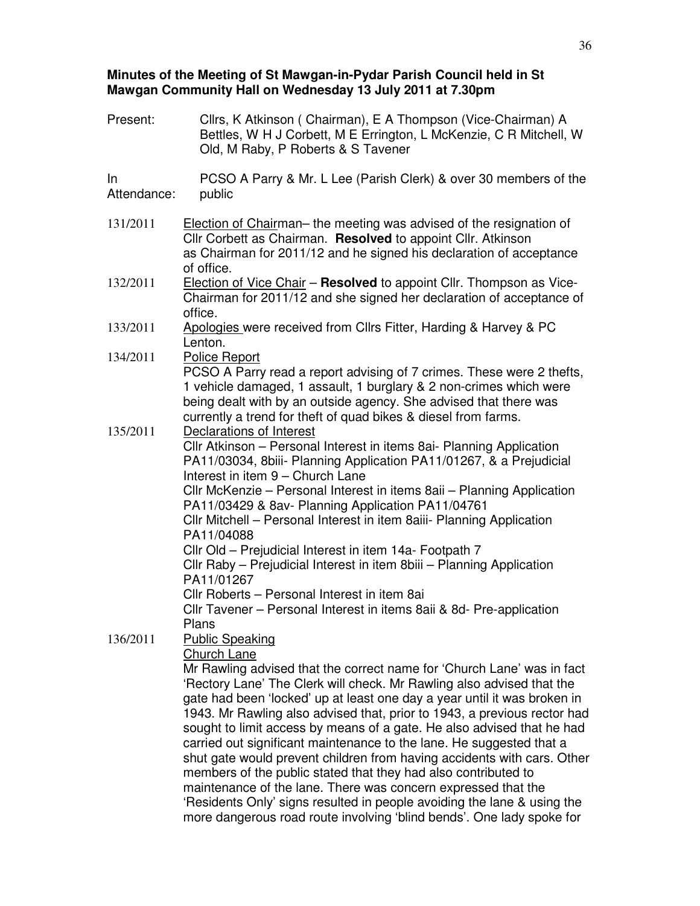**Minutes of the Meeting of St Mawgan-in-Pydar Parish Council held in St Mawgan Community Hall on Wednesday 13 July 2011 at 7.30pm**

Present: Cllrs, K Atkinson ( Chairman), E A Thompson (Vice-Chairman) A Bettles, W H J Corbett, M E Errington, L McKenzie, C R Mitchell, W Old, M Raby, P Roberts & S Tavener

In Attendance: PCSO A Parry & Mr. L Lee (Parish Clerk) & over 30 members of the public

131/2011 Election of Chairman– the meeting was advised of the resignation of Cllr Corbett as Chairman. **Resolved** to appoint Cllr. Atkinson as Chairman for 2011/12 and he signed his declaration of acceptance of office.

132/2011 Election of Vice Chair – **Resolved** to appoint Cllr. Thompson as Vice-Chairman for 2011/12 and she signed her declaration of acceptance of office.

133/2011 Apologies were received from Cllrs Fitter, Harding & Harvey & PC Lenton.

134/2011 Police Report
PCSO A Parry read a report advising of 7 crimes. These were 2 thefts, 1 vehicle damaged, 1 assault, 1 burglary & 2 non-crimes which were being dealt with by an outside agency. She advised that there was currently a trend for theft of quad bikes & diesel from farms.

135/2011 Declarations of Interest
Cllr Atkinson – Personal Interest in items 8ai- Planning Application PA11/03034, 8biii- Planning Application PA11/01267, & a Prejudicial Interest in item 9 – Church Lane
Cllr McKenzie – Personal Interest in items 8aii – Planning Application PA11/03429 & 8av- Planning Application PA11/04761
Cllr Mitchell – Personal Interest in item 8aiii- Planning Application PA11/04088
Cllr Old – Prejudicial Interest in item 14a- Footpath 7
Cllr Raby – Prejudicial Interest in item 8biii – Planning Application PA11/01267
Cllr Roberts – Personal Interest in item 8ai
Cllr Tavener – Personal Interest in items 8aii & 8d- Pre-application Plans

136/2011 Public Speaking
Church Lane
Mr Rawling advised that the correct name for 'Church Lane' was in fact 'Rectory Lane' The Clerk will check. Mr Rawling also advised that the gate had been 'locked' up at least one day a year until it was broken in 1943. Mr Rawling also advised that, prior to 1943, a previous rector had sought to limit access by means of a gate. He also advised that he had carried out significant maintenance to the lane. He suggested that a shut gate would prevent children from having accidents with cars. Other members of the public stated that they had also contributed to maintenance of the lane. There was concern expressed that the 'Residents Only' signs resulted in people avoiding the lane & using the more dangerous road route involving 'blind bends'. One lady spoke for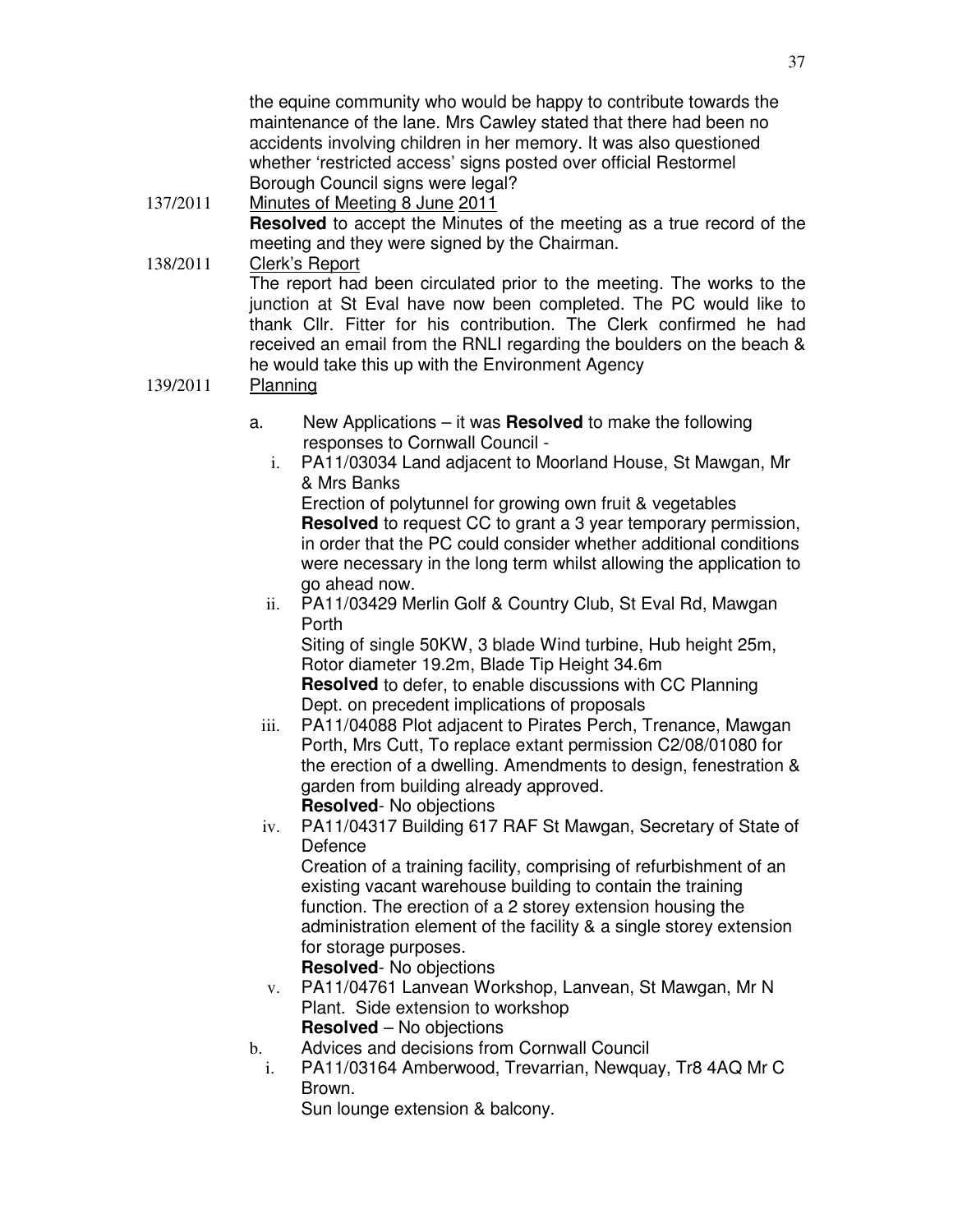the equine community who would be happy to contribute towards the maintenance of the lane. Mrs Cawley stated that there had been no accidents involving children in her memory. It was also questioned whether 'restricted access' signs posted over official Restormel Borough Council signs were legal?

137/2011 Minutes of Meeting 8 June 2011

**Resolved** to accept the Minutes of the meeting as a true record of the meeting and they were signed by the Chairman.

138/2011 Clerk's Report

The report had been circulated prior to the meeting. The works to the junction at St Eval have now been completed. The PC would like to thank Cllr. Fitter for his contribution. The Clerk confirmed he had received an email from the RNLI regarding the boulders on the beach & he would take this up with the Environment Agency

139/2011 Planning

a. New Applications – it was **Resolved** to make the following responses to Cornwall Council -

   i. PA11/03034 Land adjacent to Moorland House, St Mawgan, Mr & Mrs Banks
      Erection of polytunnel for growing own fruit & vegetables
      **Resolved** to request CC to grant a 3 year temporary permission, in order that the PC could consider whether additional conditions were necessary in the long term whilst allowing the application to go ahead now.

   ii. PA11/03429 Merlin Golf & Country Club, St Eval Rd, Mawgan Porth
      Siting of single 50KW, 3 blade Wind turbine, Hub height 25m, Rotor diameter 19.2m, Blade Tip Height 34.6m
      **Resolved** to defer, to enable discussions with CC Planning Dept. on precedent implications of proposals

   iii. PA11/04088 Plot adjacent to Pirates Perch, Trenance, Mawgan Porth, Mrs Cutt, To replace extant permission C2/08/01080 for the erection of a dwelling. Amendments to design, fenestration & garden from building already approved.
      **Resolved**- No objections

   iv. PA11/04317 Building 617 RAF St Mawgan, Secretary of State of Defence
      Creation of a training facility, comprising of refurbishment of an existing vacant warehouse building to contain the training function. The erection of a 2 storey extension housing the administration element of the facility & a single storey extension for storage purposes.
      **Resolved**- No objections

   v. PA11/04761 Lanvean Workshop, Lanvean, St Mawgan, Mr N Plant. Side extension to workshop
      **Resolved** – No objections

b. Advices and decisions from Cornwall Council

   i. PA11/03164 Amberwood, Trevarrian, Newquay, Tr8 4AQ Mr C Brown.
      Sun lounge extension & balcony.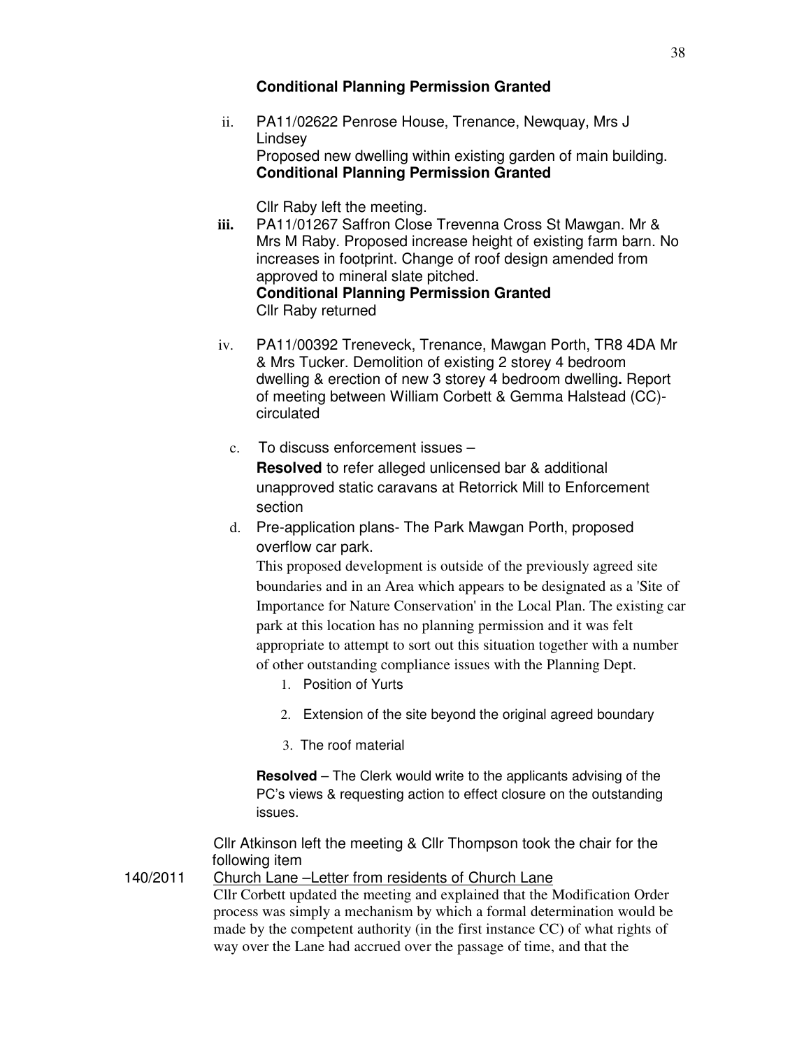**Conditional Planning Permission Granted**

ii. PA11/02622 Penrose House, Trenance, Newquay, Mrs J Lindsey
Proposed new dwelling within existing garden of main building.
**Conditional Planning Permission Granted**

Cllr Raby left the meeting.

**iii.** PA11/01267 Saffron Close Trevenna Cross St Mawgan. Mr & Mrs M Raby. Proposed increase height of existing farm barn. No increases in footprint. Change of roof design amended from approved to mineral slate pitched.
**Conditional Planning Permission Granted**
Cllr Raby returned

iv. PA11/00392 Treneveck, Trenance, Mawgan Porth, TR8 4DA Mr & Mrs Tucker. Demolition of existing 2 storey 4 bedroom dwelling & erection of new 3 storey 4 bedroom dwelling**.** Report of meeting between William Corbett & Gemma Halstead (CC)-circulated

c. To discuss enforcement issues –
**Resolved** to refer alleged unlicensed bar & additional unapproved static caravans at Retorrick Mill to Enforcement section

d. Pre-application plans- The Park Mawgan Porth, proposed overflow car park.
This proposed development is outside of the previously agreed site boundaries and in an Area which appears to be designated as a 'Site of Importance for Nature Conservation' in the Local Plan. The existing car park at this location has no planning permission and it was felt appropriate to attempt to sort out this situation together with a number of other outstanding compliance issues with the Planning Dept.

1. Position of Yurts
2. Extension of the site beyond the original agreed boundary
3. The roof material

**Resolved** – The Clerk would write to the applicants advising of the PC's views & requesting action to effect closure on the outstanding issues.

Cllr Atkinson left the meeting & Cllr Thompson took the chair for the following item

140/2011 Church Lane –Letter from residents of Church Lane

Cllr Corbett updated the meeting and explained that the Modification Order process was simply a mechanism by which a formal determination would be made by the competent authority (in the first instance CC) of what rights of way over the Lane had accrued over the passage of time, and that the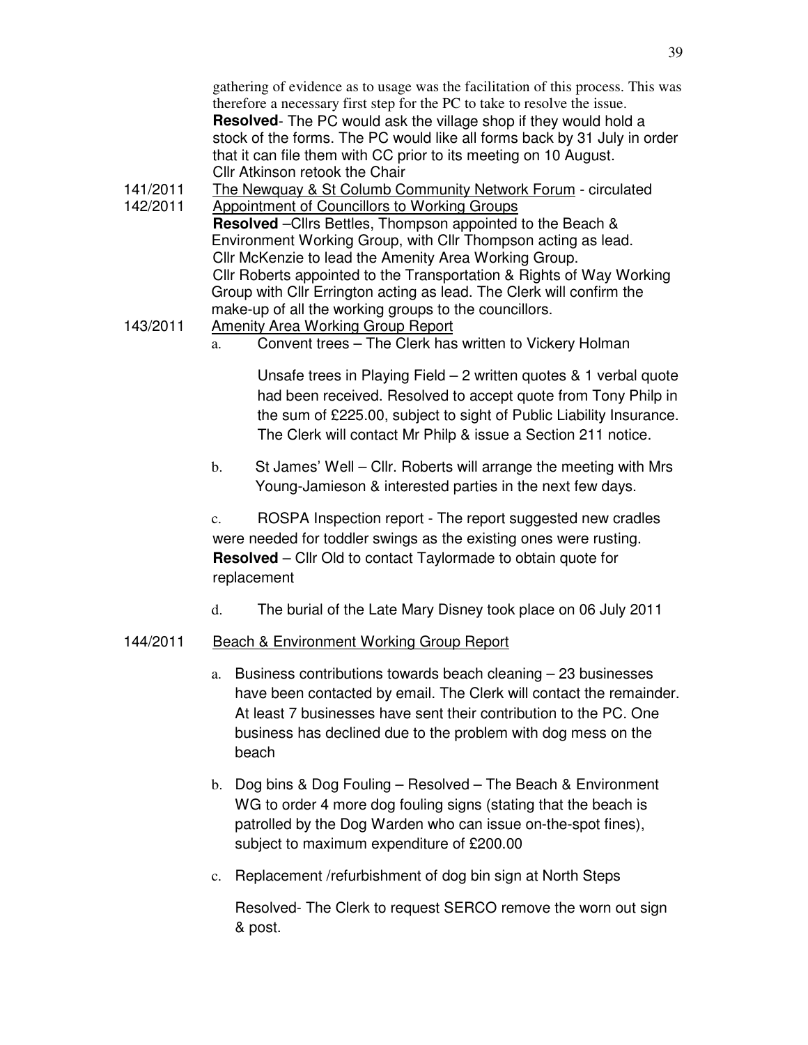gathering of evidence as to usage was the facilitation of this process. This was therefore a necessary first step for the PC to take to resolve the issue.
**Resolved**- The PC would ask the village shop if they would hold a stock of the forms. The PC would like all forms back by 31 July in order that it can file them with CC prior to its meeting on 10 August.
Cllr Atkinson retook the Chair

141/2011 The Newquay & St Columb Community Network Forum - circulated

142/2011 Appointment of Councillors to Working Groups
**Resolved** –Cllrs Bettles, Thompson appointed to the Beach & Environment Working Group, with Cllr Thompson acting as lead.
Cllr McKenzie to lead the Amenity Area Working Group.
Cllr Roberts appointed to the Transportation & Rights of Way Working Group with Cllr Errington acting as lead. The Clerk will confirm the make-up of all the working groups to the councillors.

143/2011 Amenity Area Working Group Report

a. Convent trees – The Clerk has written to Vickery Holman

Unsafe trees in Playing Field – 2 written quotes & 1 verbal quote had been received. Resolved to accept quote from Tony Philp in the sum of £225.00, subject to sight of Public Liability Insurance. The Clerk will contact Mr Philp & issue a Section 211 notice.

b. St James' Well – Cllr. Roberts will arrange the meeting with Mrs Young-Jamieson & interested parties in the next few days.

c. ROSPA Inspection report - The report suggested new cradles were needed for toddler swings as the existing ones were rusting.
**Resolved** – Cllr Old to contact Taylormade to obtain quote for replacement

d. The burial of the Late Mary Disney took place on 06 July 2011

144/2011 Beach & Environment Working Group Report

a. Business contributions towards beach cleaning – 23 businesses have been contacted by email. The Clerk will contact the remainder. At least 7 businesses have sent their contribution to the PC. One business has declined due to the problem with dog mess on the beach

b. Dog bins & Dog Fouling – Resolved – The Beach & Environment WG to order 4 more dog fouling signs (stating that the beach is patrolled by the Dog Warden who can issue on-the-spot fines), subject to maximum expenditure of £200.00

c. Replacement /refurbishment of dog bin sign at North Steps

Resolved- The Clerk to request SERCO remove the worn out sign & post.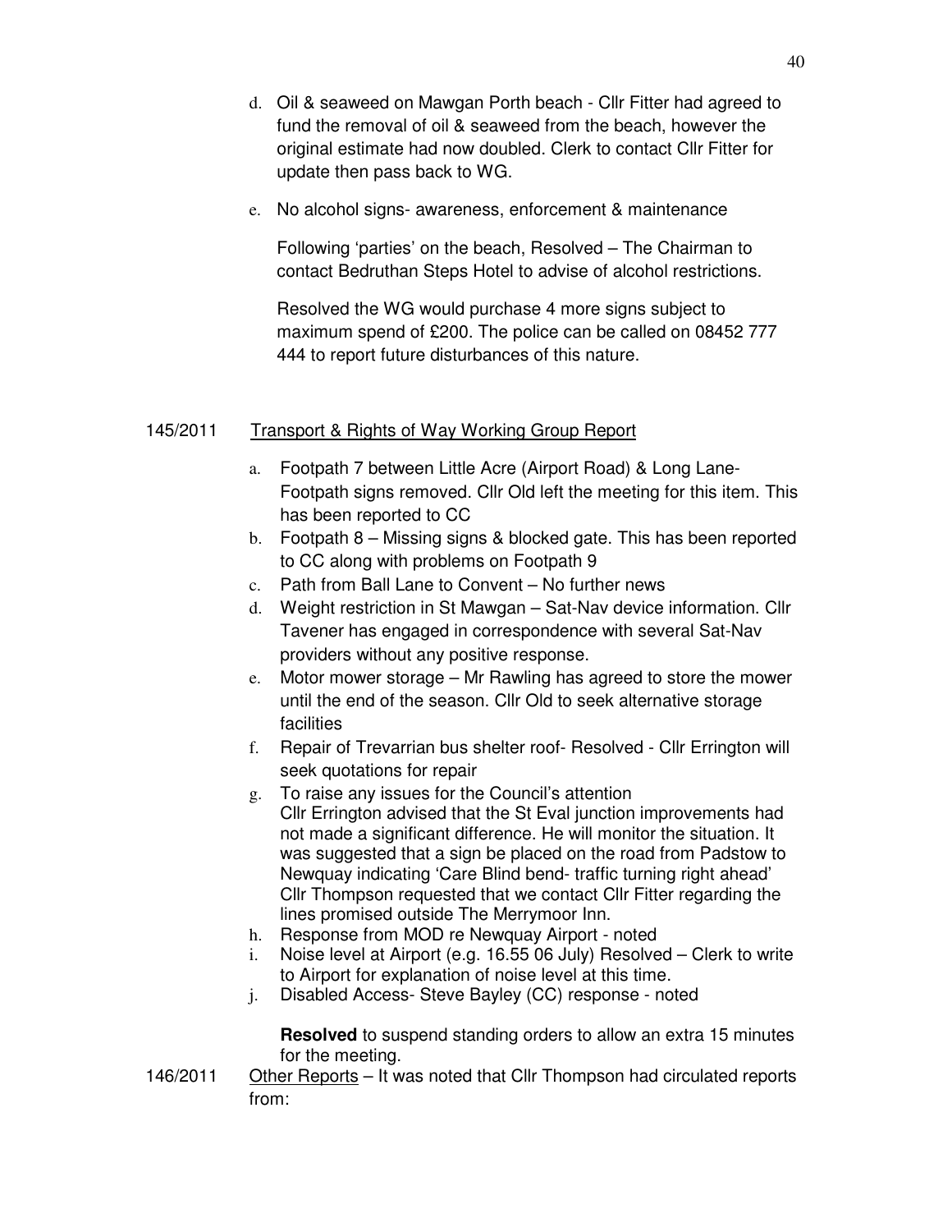d. Oil & seaweed on Mawgan Porth beach - Cllr Fitter had agreed to fund the removal of oil & seaweed from the beach, however the original estimate had now doubled. Clerk to contact Cllr Fitter for update then pass back to WG.

e. No alcohol signs- awareness, enforcement & maintenance

   Following 'parties' on the beach, Resolved – The Chairman to contact Bedruthan Steps Hotel to advise of alcohol restrictions.

   Resolved the WG would purchase 4 more signs subject to maximum spend of £200. The police can be called on 08452 777 444 to report future disturbances of this nature.

145/2011 Transport & Rights of Way Working Group Report

a. Footpath 7 between Little Acre (Airport Road) & Long Lane- Footpath signs removed. Cllr Old left the meeting for this item. This has been reported to CC
b. Footpath 8 – Missing signs & blocked gate. This has been reported to CC along with problems on Footpath 9
c. Path from Ball Lane to Convent – No further news
d. Weight restriction in St Mawgan – Sat-Nav device information. Cllr Tavener has engaged in correspondence with several Sat-Nav providers without any positive response.
e. Motor mower storage – Mr Rawling has agreed to store the mower until the end of the season. Cllr Old to seek alternative storage facilities
f. Repair of Trevarrian bus shelter roof- Resolved - Cllr Errington will seek quotations for repair
g. To raise any issues for the Council's attention
   Cllr Errington advised that the St Eval junction improvements had not made a significant difference. He will monitor the situation. It was suggested that a sign be placed on the road from Padstow to Newquay indicating 'Care Blind bend- traffic turning right ahead' Cllr Thompson requested that we contact Cllr Fitter regarding the lines promised outside The Merrymoor Inn.
h. Response from MOD re Newquay Airport - noted
i. Noise level at Airport (e.g. 16.55 06 July) Resolved – Clerk to write to Airport for explanation of noise level at this time.
j. Disabled Access- Steve Bayley (CC) response - noted

   **Resolved** to suspend standing orders to allow an extra 15 minutes for the meeting.

146/2011 Other Reports – It was noted that Cllr Thompson had circulated reports from: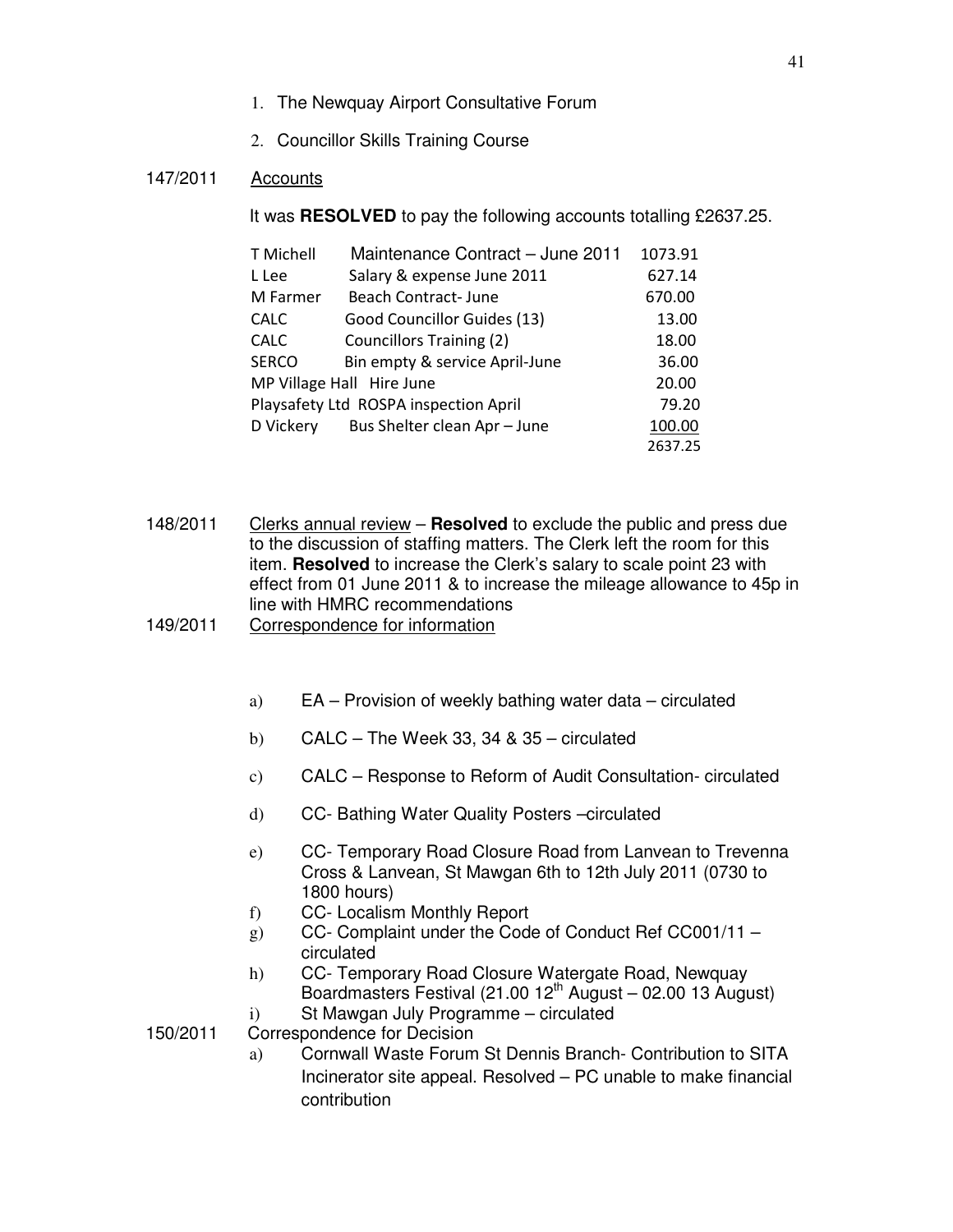1. The Newquay Airport Consultative Forum
2. Councillor Skills Training Course

147/2011 Accounts

It was **RESOLVED** to pay the following accounts totalling £2637.25.

| | | |
|---|---|---|
| T Michell | Maintenance Contract – June 2011 | 1073.91 |
| L Lee | Salary & expense June 2011 | 627.14 |
| M Farmer | Beach Contract- June | 670.00 |
| CALC | Good Councillor Guides (13) | 13.00 |
| CALC | Councillors Training (2) | 18.00 |
| SERCO | Bin empty & service April-June | 36.00 |
| MP Village Hall | Hire June | 20.00 |
| Playsafety Ltd | ROSPA inspection April | 79.20 |
| D Vickery | Bus Shelter clean Apr – June | 100.00 |
| | | 2637.25 |

148/2011 Clerks annual review – **Resolved** to exclude the public and press due to the discussion of staffing matters. The Clerk left the room for this item. **Resolved** to increase the Clerk's salary to scale point 23 with effect from 01 June 2011 & to increase the mileage allowance to 45p in line with HMRC recommendations

149/2011 Correspondence for information

a) EA – Provision of weekly bathing water data – circulated
b) CALC – The Week 33, 34 & 35 – circulated
c) CALC – Response to Reform of Audit Consultation- circulated
d) CC- Bathing Water Quality Posters –circulated
e) CC- Temporary Road Closure Road from Lanvean to Trevenna Cross & Lanvean, St Mawgan 6th to 12th July 2011 (0730 to 1800 hours)
f) CC- Localism Monthly Report
g) CC- Complaint under the Code of Conduct Ref CC001/11 – circulated
h) CC- Temporary Road Closure Watergate Road, Newquay Boardmasters Festival (21.00 12th August – 02.00 13 August)
i) St Mawgan July Programme – circulated

150/2011 Correspondence for Decision

a) Cornwall Waste Forum St Dennis Branch- Contribution to SITA Incinerator site appeal. Resolved – PC unable to make financial contribution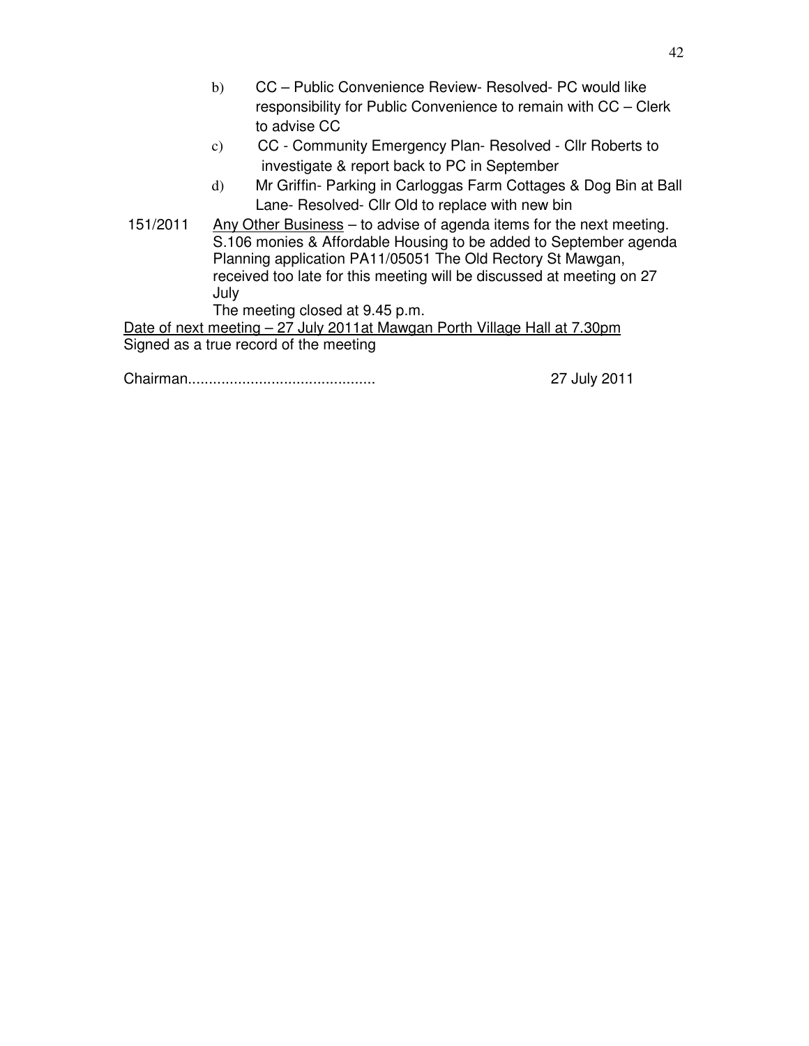b) CC – Public Convenience Review- Resolved- PC would like responsibility for Public Convenience to remain with CC – Clerk to advise CC

c) CC - Community Emergency Plan- Resolved - Cllr Roberts to investigate & report back to PC in September

d) Mr Griffin- Parking in Carloggas Farm Cottages & Dog Bin at Ball Lane- Resolved- Cllr Old to replace with new bin

151/2011 <u>Any Other Business</u> – to advise of agenda items for the next meeting. S.106 monies & Affordable Housing to be added to September agenda Planning application PA11/05051 The Old Rectory St Mawgan, received too late for this meeting will be discussed at meeting on 27 July

The meeting closed at 9.45 p.m.

<u>Date of next meeting – 27 July 2011at Mawgan Porth Village Hall at 7.30pm</u>

Signed as a true record of the meeting

Chairman............................................ 27 July 2011